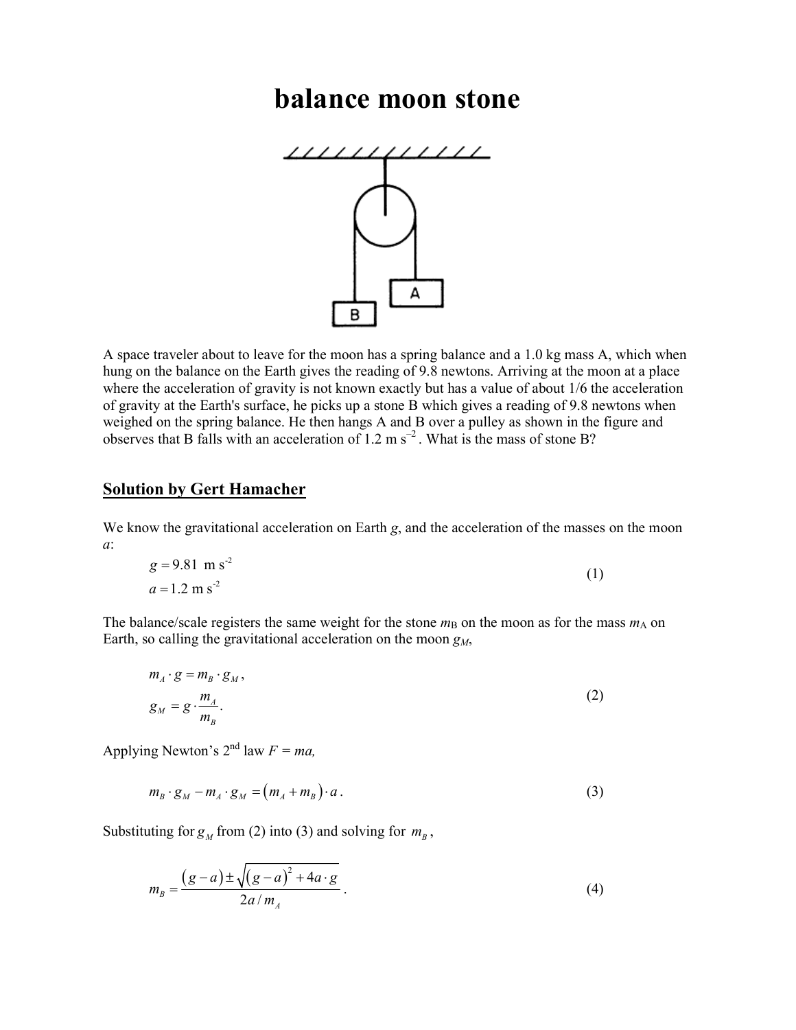# balance moon stone

A space traveler about to leave for the moon has a spring balance and a 1.0 kg mass A, which when hung on the balance on the Earth gives the reading of 9.8 newtons. Arriving at the moon at a place where the acceleration of gravity is not known exactly but has a value of about 1/6 the acceleration of gravity at the Earth's surface, he picks up a stone B which gives a reading of 9.8 newtons when weighed on the spring balance. He then hangs A and B over a pulley as shown in the figure and observes that B falls with an acceleration of 1.2 m s$^{-2}$. What is the mass of stone B?

## Solution by Gert Hamacher

We know the gravitational acceleration on Earth $g$, and the acceleration of the masses on the moon $a$:

$$g = 9.81 \text{ m s}^{-2}$$
$$a = 1.2 \text{ m s}^{-2} \tag{1}$$

The balance/scale registers the same weight for the stone $m_B$ on the moon as for the mass $m_A$ on Earth, so calling the gravitational acceleration on the moon $g_M$,

$$m_A \cdot g = m_B \cdot g_M,$$
$$g_M = g \cdot \frac{m_A}{m_B}. \tag{2}$$

Applying Newton's 2[nd] law $F = ma$,

$$m_B \cdot g_M - m_A \cdot g_M = (m_A + m_B) \cdot a. \tag{3}$$

Substituting for $g_M$ from (2) into (3) and solving for $m_B$,

$$m_B = \frac{(g-a) \pm \sqrt{(g-a)^2 + 4a \cdot g}}{2a / m_A}. \tag{4}$$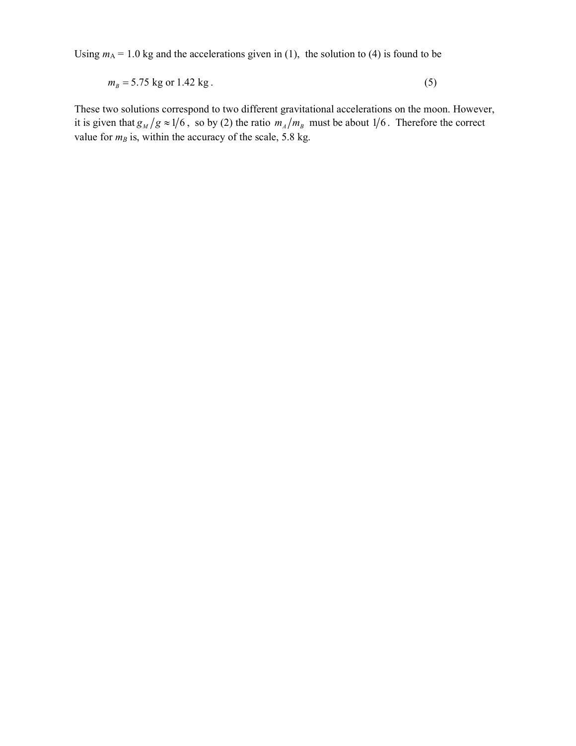Using $m_A = 1.0$ kg and the accelerations given in (1), the solution to (4) is found to be

$$m_B = 5.75 \text{ kg or } 1.42 \text{ kg} . \qquad (5)$$

These two solutions correspond to two different gravitational accelerations on the moon. However, it is given that $g_M/g \approx 1/6$, so by (2) the ratio $m_A/m_B$ must be about $1/6$. Therefore the correct value for $m_B$ is, within the accuracy of the scale, 5.8 kg.